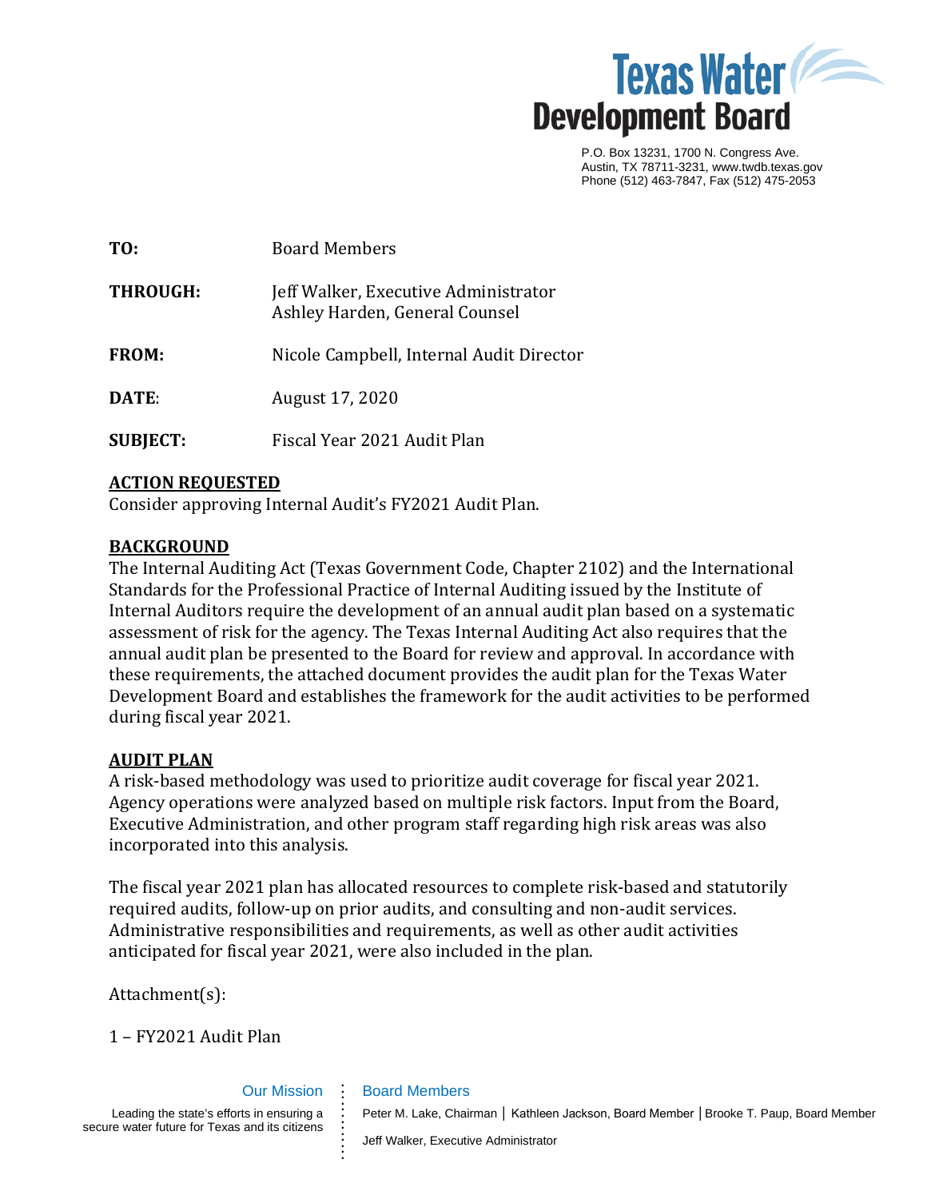Texas Water Development Board

P.O. Box 13231, 1700 N. Congress Ave.
Austin, TX 78711-3231, www.twdb.texas.gov
Phone (512) 463-7847, Fax (512) 475-2053

**TO:** Board Members

**THROUGH:** Jeff Walker, Executive Administrator
Ashley Harden, General Counsel

**FROM:** Nicole Campbell, Internal Audit Director

**DATE:** August 17, 2020

**SUBJECT:** Fiscal Year 2021 Audit Plan

## ACTION REQUESTED

Consider approving Internal Audit's FY2021 Audit Plan.

## BACKGROUND

The Internal Auditing Act (Texas Government Code, Chapter 2102) and the International Standards for the Professional Practice of Internal Auditing issued by the Institute of Internal Auditors require the development of an annual audit plan based on a systematic assessment of risk for the agency. The Texas Internal Auditing Act also requires that the annual audit plan be presented to the Board for review and approval. In accordance with these requirements, the attached document provides the audit plan for the Texas Water Development Board and establishes the framework for the audit activities to be performed during fiscal year 2021.

## AUDIT PLAN

A risk-based methodology was used to prioritize audit coverage for fiscal year 2021. Agency operations were analyzed based on multiple risk factors. Input from the Board, Executive Administration, and other program staff regarding high risk areas was also incorporated into this analysis.

The fiscal year 2021 plan has allocated resources to complete risk-based and statutorily required audits, follow-up on prior audits, and consulting and non-audit services. Administrative responsibilities and requirements, as well as other audit activities anticipated for fiscal year 2021, were also included in the plan.

Attachment(s):

1 – FY2021 Audit Plan

Our Mission

Leading the state's efforts in ensuring a secure water future for Texas and its citizens

Board Members

Peter M. Lake, Chairman | Kathleen Jackson, Board Member | Brooke T. Paup, Board Member

Jeff Walker, Executive Administrator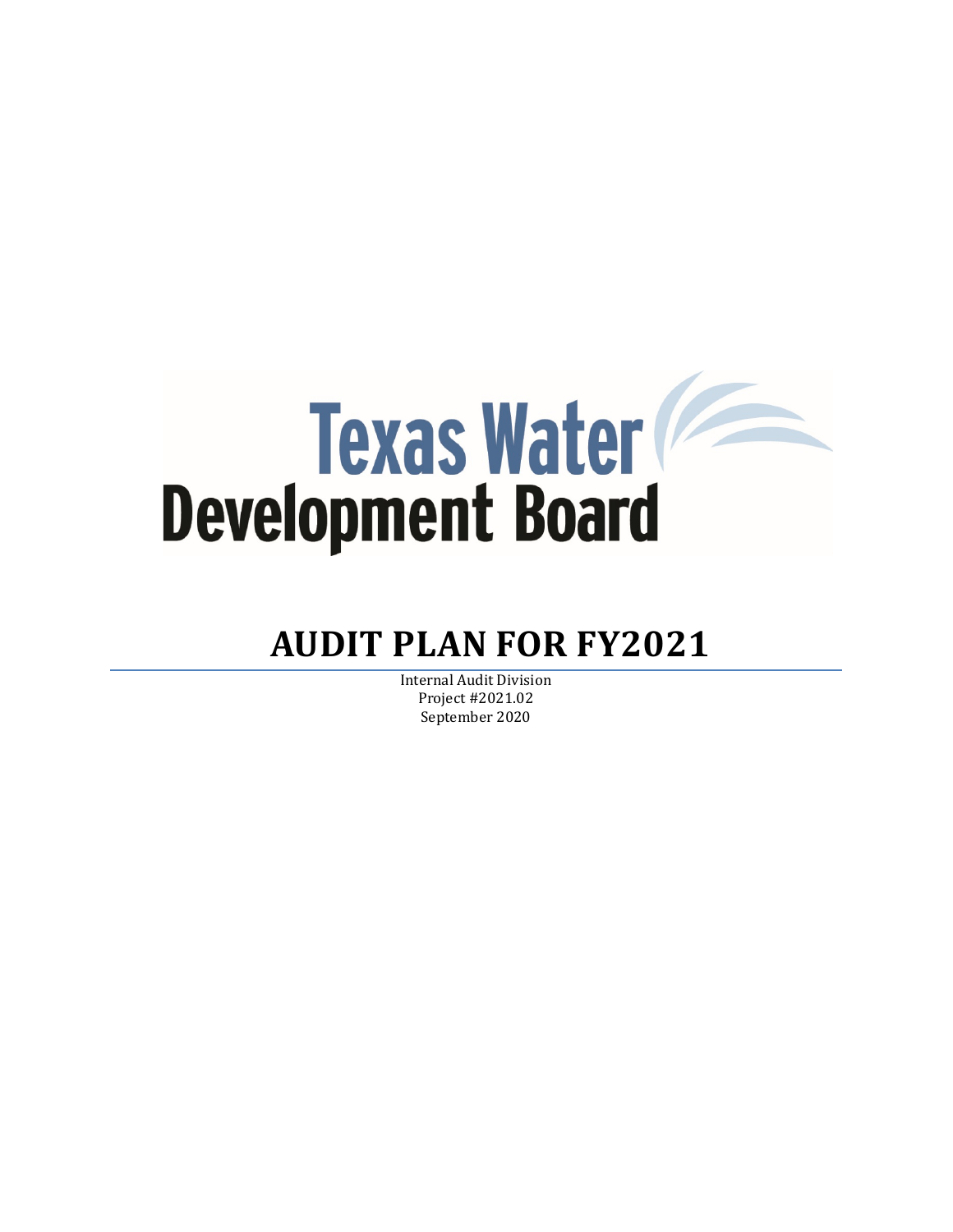Texas Water Development Board

# AUDIT PLAN FOR FY2021

Internal Audit Division
Project #2021.02
September 2020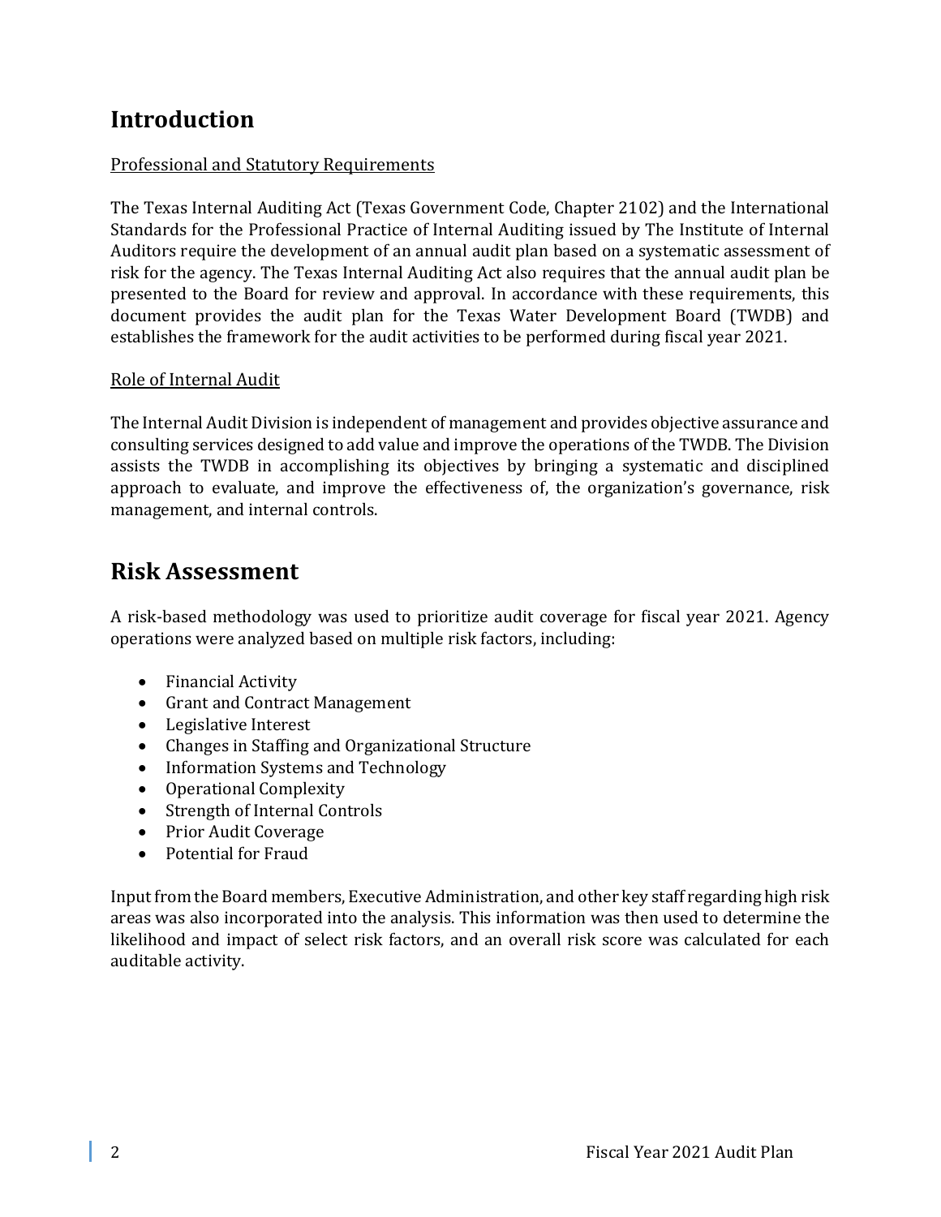# Introduction

Professional and Statutory Requirements

The Texas Internal Auditing Act (Texas Government Code, Chapter 2102) and the International Standards for the Professional Practice of Internal Auditing issued by The Institute of Internal Auditors require the development of an annual audit plan based on a systematic assessment of risk for the agency. The Texas Internal Auditing Act also requires that the annual audit plan be presented to the Board for review and approval. In accordance with these requirements, this document provides the audit plan for the Texas Water Development Board (TWDB) and establishes the framework for the audit activities to be performed during fiscal year 2021.

Role of Internal Audit

The Internal Audit Division is independent of management and provides objective assurance and consulting services designed to add value and improve the operations of the TWDB. The Division assists the TWDB in accomplishing its objectives by bringing a systematic and disciplined approach to evaluate, and improve the effectiveness of, the organization's governance, risk management, and internal controls.

# Risk Assessment

A risk-based methodology was used to prioritize audit coverage for fiscal year 2021. Agency operations were analyzed based on multiple risk factors, including:

- Financial Activity
- Grant and Contract Management
- Legislative Interest
- Changes in Staffing and Organizational Structure
- Information Systems and Technology
- Operational Complexity
- Strength of Internal Controls
- Prior Audit Coverage
- Potential for Fraud

Input from the Board members, Executive Administration, and other key staff regarding high risk areas was also incorporated into the analysis. This information was then used to determine the likelihood and impact of select risk factors, and an overall risk score was calculated for each auditable activity.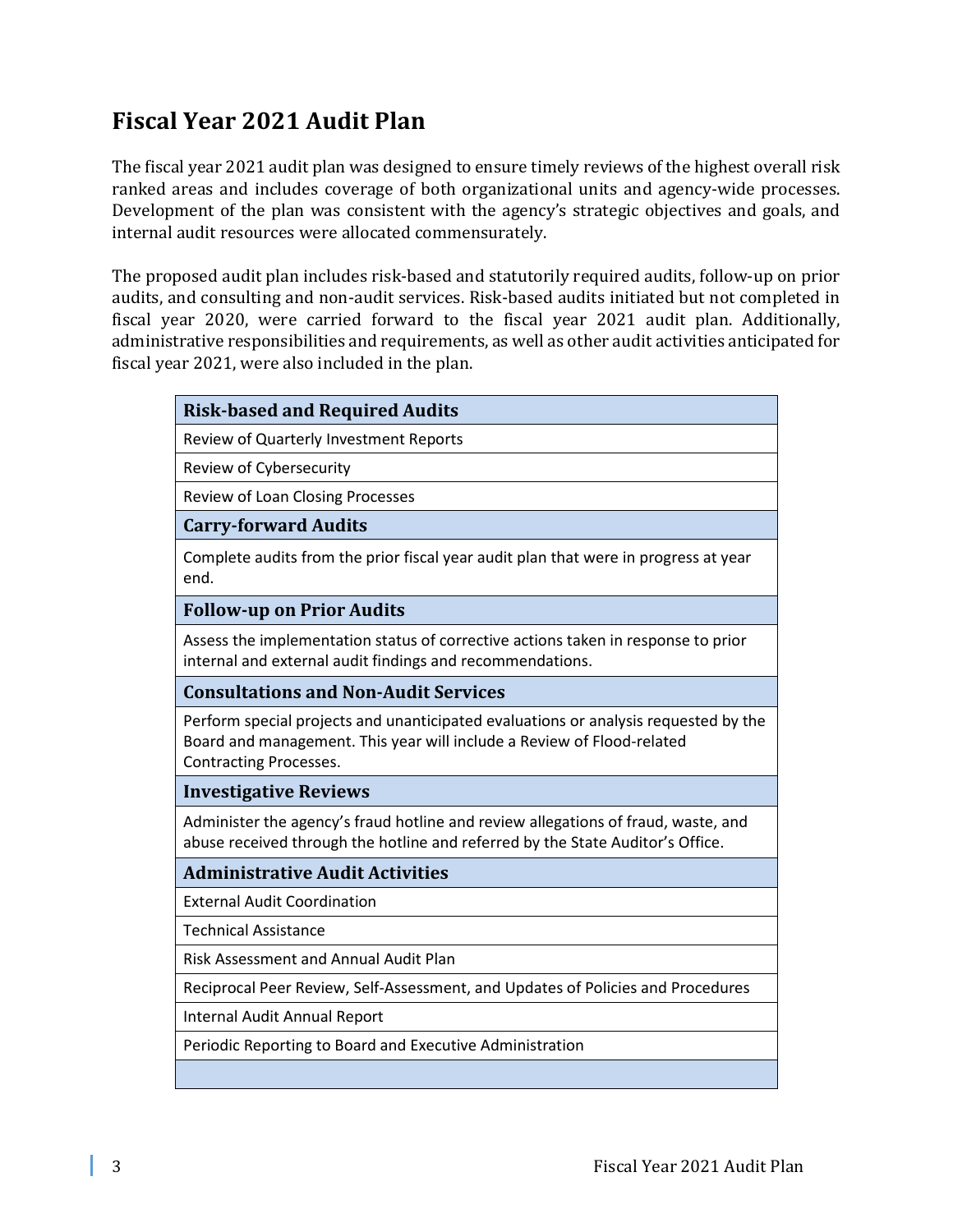## Fiscal Year 2021 Audit Plan

The fiscal year 2021 audit plan was designed to ensure timely reviews of the highest overall risk ranked areas and includes coverage of both organizational units and agency-wide processes. Development of the plan was consistent with the agency's strategic objectives and goals, and internal audit resources were allocated commensurately.

The proposed audit plan includes risk-based and statutorily required audits, follow-up on prior audits, and consulting and non-audit services. Risk-based audits initiated but not completed in fiscal year 2020, were carried forward to the fiscal year 2021 audit plan. Additionally, administrative responsibilities and requirements, as well as other audit activities anticipated for fiscal year 2021, were also included in the plan.

| **Risk-based and Required Audits** |
|---|
| Review of Quarterly Investment Reports |
| Review of Cybersecurity |
| Review of Loan Closing Processes |
| **Carry-forward Audits** |
| Complete audits from the prior fiscal year audit plan that were in progress at year end. |
| **Follow-up on Prior Audits** |
| Assess the implementation status of corrective actions taken in response to prior internal and external audit findings and recommendations. |
| **Consultations and Non-Audit Services** |
| Perform special projects and unanticipated evaluations or analysis requested by the Board and management. This year will include a Review of Flood-related Contracting Processes. |
| **Investigative Reviews** |
| Administer the agency's fraud hotline and review allegations of fraud, waste, and abuse received through the hotline and referred by the State Auditor's Office. |
| **Administrative Audit Activities** |
| External Audit Coordination |
| Technical Assistance |
| Risk Assessment and Annual Audit Plan |
| Reciprocal Peer Review, Self-Assessment, and Updates of Policies and Procedures |
| Internal Audit Annual Report |
| Periodic Reporting to Board and Executive Administration |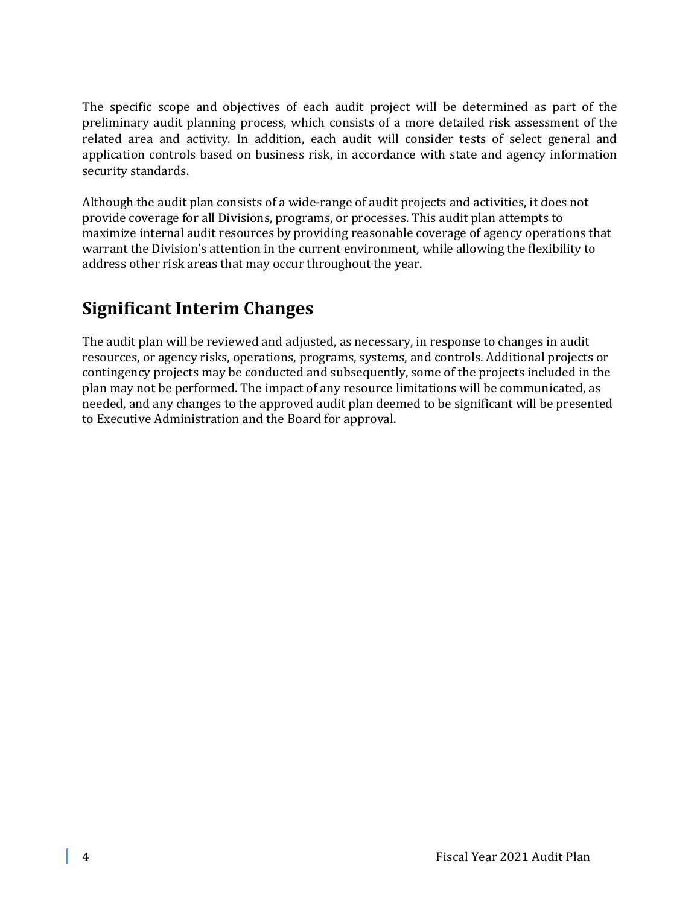The specific scope and objectives of each audit project will be determined as part of the preliminary audit planning process, which consists of a more detailed risk assessment of the related area and activity. In addition, each audit will consider tests of select general and application controls based on business risk, in accordance with state and agency information security standards.

Although the audit plan consists of a wide-range of audit projects and activities, it does not provide coverage for all Divisions, programs, or processes. This audit plan attempts to maximize internal audit resources by providing reasonable coverage of agency operations that warrant the Division's attention in the current environment, while allowing the flexibility to address other risk areas that may occur throughout the year.

## Significant Interim Changes

The audit plan will be reviewed and adjusted, as necessary, in response to changes in audit resources, or agency risks, operations, programs, systems, and controls. Additional projects or contingency projects may be conducted and subsequently, some of the projects included in the plan may not be performed. The impact of any resource limitations will be communicated, as needed, and any changes to the approved audit plan deemed to be significant will be presented to Executive Administration and the Board for approval.